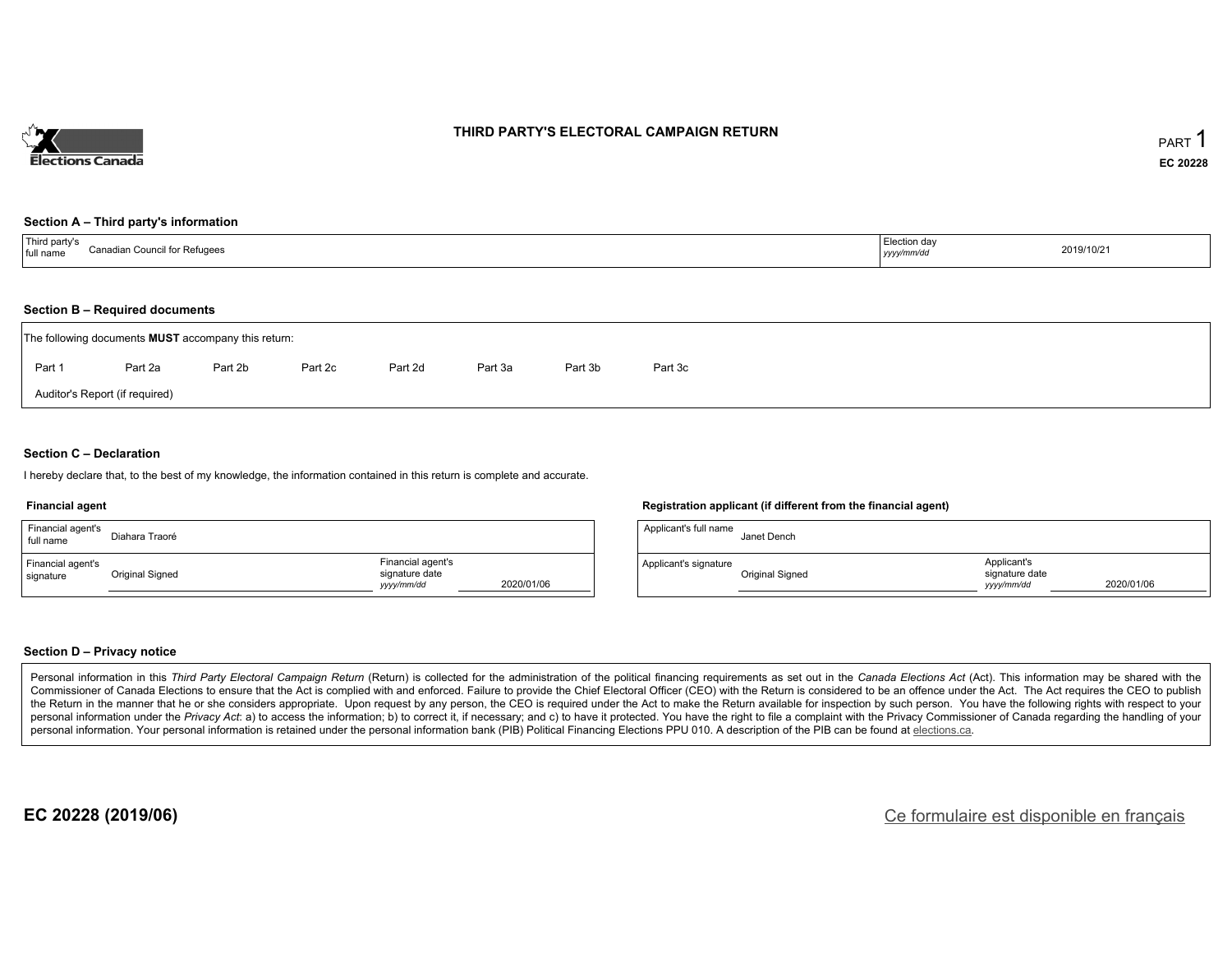# THIRD PARTY'S ELECTORAL CAMPAIGN RETURN

PART 1

EC 20228

## Section A – Third party's information

| Third party's full name | Canadian Council for Refugees | Election day *yyyy/mm/dd* | 2019/10/21 |
|---|---|---|---|

## Section B – Required documents

The following documents **MUST** accompany this return:

Part 1　Part 2a　Part 2b　Part 2c　Part 2d　Part 3a　Part 3b　Part 3c

Auditor's Report (if required)

## Section C – Declaration

I hereby declare that, to the best of my knowledge, the information contained in this return is complete and accurate.

**Financial agent**

| Financial agent's full name | Diahara Traoré | | |
|---|---|---|---|
| Financial agent's signature | Original Signed | Financial agent's signature date *yyyy/mm/dd* | 2020/01/06 |

**Registration applicant (if different from the financial agent)**

| Applicant's full name | Janet Dench | | |
|---|---|---|---|
| Applicant's signature | Original Signed | Applicant's signature date *yyyy/mm/dd* | 2020/01/06 |

## Section D – Privacy notice

Personal information in this *Third Party Electoral Campaign Return* (Return) is collected for the administration of the political financing requirements as set out in the *Canada Elections Act* (Act). This information may be shared with the Commissioner of Canada Elections to ensure that the Act is complied with and enforced. Failure to provide the Chief Electoral Officer (CEO) with the Return is considered to be an offence under the Act. The Act requires the CEO to publish the Return in the manner that he or she considers appropriate. Upon request by any person, the CEO is required under the Act to make the Return available for inspection by such person. You have the following rights with respect to your personal information under the *Privacy Act*: a) to access the information; b) to correct it, if necessary; and c) to have it protected. You have the right to file a complaint with the Privacy Commissioner of Canada regarding the handling of your personal information. Your personal information is retained under the personal information bank (PIB) Political Financing Elections PPU 010. A description of the PIB can be found at elections.ca.

**EC 20228 (2019/06)**

Ce formulaire est disponible en français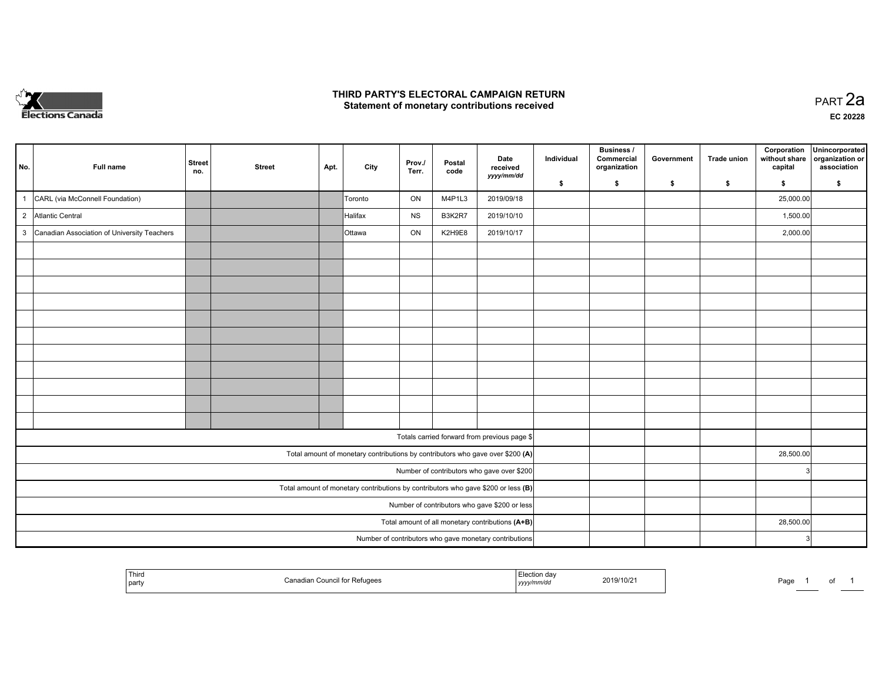# THIRD PARTY'S ELECTORAL CAMPAIGN RETURN

## Statement of monetary contributions received

PART 2a

EC 20228

| No. | Full name | Street no. | Street | Apt. | City | Prov./ Terr. | Postal code | Date received yyyy/mm/dd | Individual $ | Business / Commercial organization $ | Government $ | Trade union $ | Corporation without share capital $ | Unincorporated organization or association $ |
|---|---|---|---|---|---|---|---|---|---|---|---|---|---|---|
| 1 | CARL (via McConnell Foundation) | | | | Toronto | ON | M4P1L3 | 2019/09/18 | | | | | 25,000.00 | |
| 2 | Atlantic Central | | | | Halifax | NS | B3K2R7 | 2019/10/10 | | | | | 1,500.00 | |
| 3 | Canadian Association of University Teachers | | | | Ottawa | ON | K2H9E8 | 2019/10/17 | | | | | 2,000.00 | |
| | | | | | | | | | | | | | | |
| | | | | | | | | | | | | | | |
| | | | | | | | | | | | | | | |
| | | | | | | | | | | | | | | |
| | | | | | | | | | | | | | | |
| | | | | | | | | | | | | | | |
| | | | | | | | | | | | | | | |
| | | | | | | | | | | | | | | |
| | | | | | | | | | | | | | | |
| | | | | | | | | | | | | | | |
| | | | | | | | | | | | | | | |
| Totals carried forward from previous page $ | | | | | | | | | | | | | | |
| Total amount of monetary contributions by contributors who gave over $200 (A) | | | | | | | | | | | | | 28,500.00 | |
| Number of contributors who gave over $200 | | | | | | | | | | | | | 3 | |
| Total amount of monetary contributions by contributors who gave $200 or less (B) | | | | | | | | | | | | | | |
| Number of contributors who gave $200 or less | | | | | | | | | | | | | | |
| Total amount of all monetary contributions (A+B) | | | | | | | | | | | | | 28,500.00 | |
| Number of contributors who gave monetary contributions | | | | | | | | | | | | | 3 | |

| Third party | Canadian Council for Refugees | Election day yyyy/mm/dd | 2019/10/21 |
|---|---|---|---|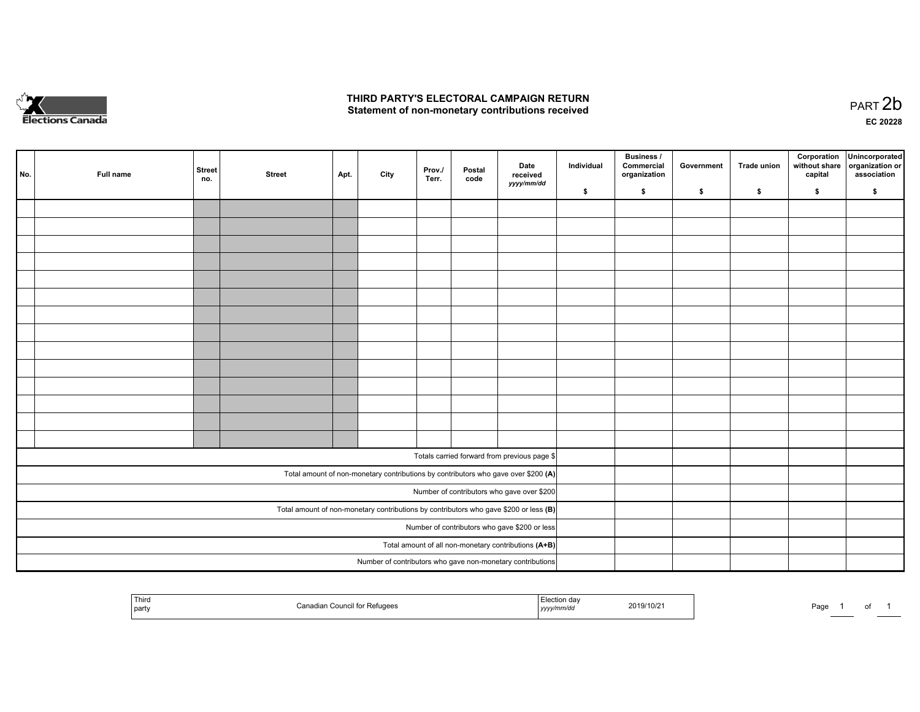# THIRD PARTY'S ELECTORAL CAMPAIGN RETURN
## Statement of non-monetary contributions received

PART 2b

EC 20228

| No. | Full name | Street no. | Street | Apt. | City | Prov./ Terr. | Postal code | Date received *yyyy/mm/dd* | Individual $ | Business / Commercial organization $ | Government $ | Trade union $ | Corporation without share capital $ | Unincorporated organization or association $ |
|---|---|---|---|---|---|---|---|---|---|---|---|---|---|---|
| | | | | | | | | | | | | | | |
| | | | | | | | | | | | | | | |
| | | | | | | | | | | | | | | |
| | | | | | | | | | | | | | | |
| | | | | | | | | | | | | | | |
| | | | | | | | | | | | | | | |
| | | | | | | | | | | | | | | |
| | | | | | | | | | | | | | | |
| | | | | | | | | | | | | | | |
| | | | | | | | | | | | | | | |
| | | | | | | | | | | | | | | |
| | | | | | | | | | | | | | | |
| | | | | | | | | | | | | | | |
| | | | | | | | | | | | | | | |
| Totals carried forward from previous page $ | | | | | | | | | | | | | | |
| Total amount of non-monetary contributions by contributors who gave over $200 **(A)** | | | | | | | | | | | | | | |
| Number of contributors who gave over $200 | | | | | | | | | | | | | | |
| Total amount of non-monetary contributions by contributors who gave $200 or less **(B)** | | | | | | | | | | | | | | |
| Number of contributors who gave $200 or less | | | | | | | | | | | | | | |
| Total amount of all non-monetary contributions **(A+B)** | | | | | | | | | | | | | | |
| Number of contributors who gave non-monetary contributions | | | | | | | | | | | | | | |

| Third party | Canadian Council for Refugees | Election day *yyyy/mm/dd* | 2019/10/21 |
|---|---|---|---|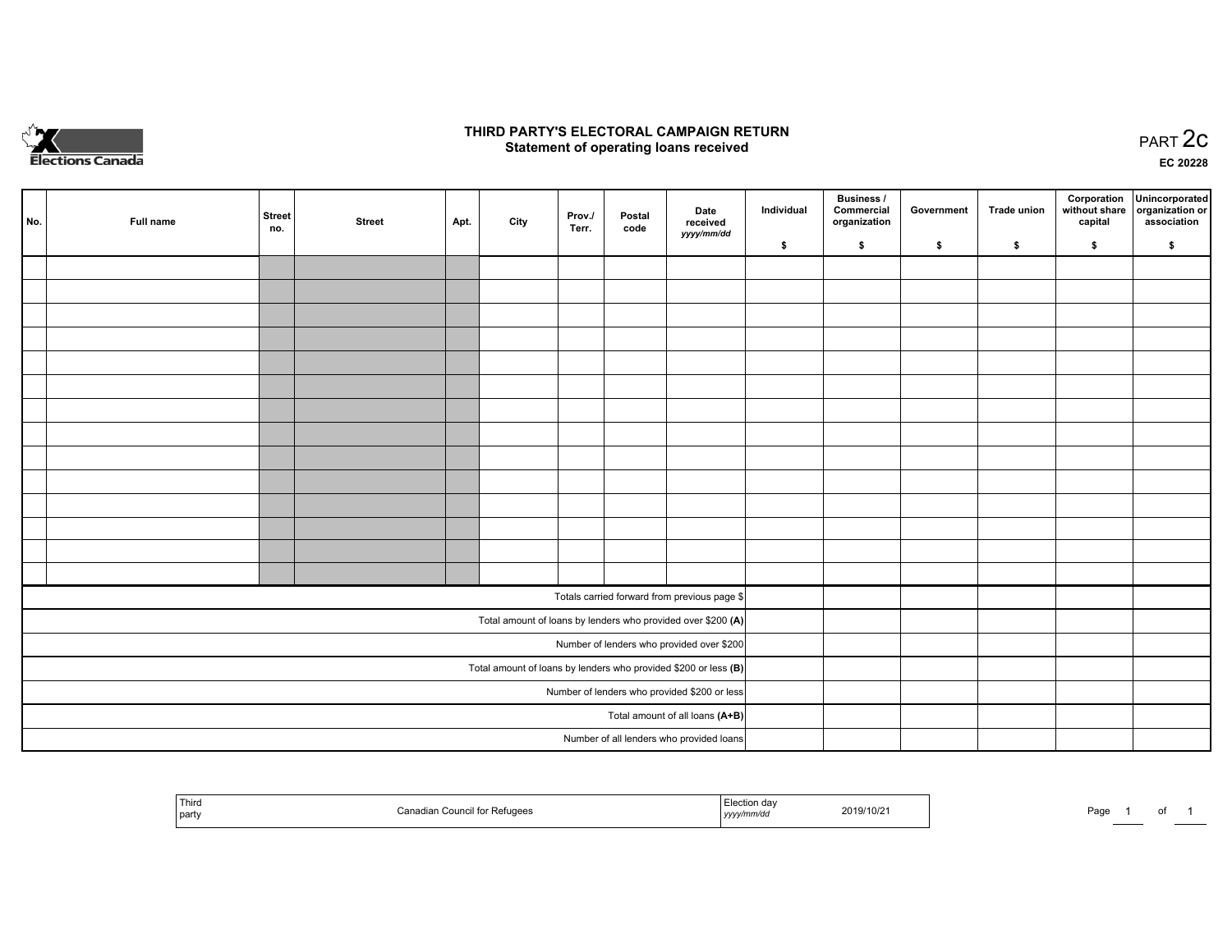Elections Canada

# THIRD PARTY'S ELECTORAL CAMPAIGN RETURN
## Statement of operating loans received

PART 2c

EC 20228

| No. | Full name | Street no. | Street | Apt. | City | Prov./ Terr. | Postal code | Date received *yyyy/mm/dd* | Individual $ | Business / Commercial organization $ | Government $ | Trade union $ | Corporation without share capital $ | Unincorporated organization or association $ |
|---|---|---|---|---|---|---|---|---|---|---|---|---|---|---|
| | | | | | | | | | | | | | | |
| | | | | | | | | | | | | | | |
| | | | | | | | | | | | | | | |
| | | | | | | | | | | | | | | |
| | | | | | | | | | | | | | | |
| | | | | | | | | | | | | | | |
| | | | | | | | | | | | | | | |
| | | | | | | | | | | | | | | |
| | | | | | | | | | | | | | | |
| | | | | | | | | | | | | | | |
| | | | | | | | | | | | | | | |
| | | | | | | | | | | | | | | |
| | | | | | | | | | | | | | | |
| | | | | | | | | | | | | | | |
| Totals carried forward from previous page $ | | | | | | | | | | | | | | |
| Total amount of loans by lenders who provided over $200 **(A)** | | | | | | | | | | | | | | |
| Number of lenders who provided over $200 | | | | | | | | | | | | | | |
| Total amount of loans by lenders who provided $200 or less **(B)** | | | | | | | | | | | | | | |
| Number of lenders who provided $200 or less | | | | | | | | | | | | | | |
| Total amount of all loans **(A+B)** | | | | | | | | | | | | | | |
| Number of all lenders who provided loans | | | | | | | | | | | | | | |

| Third party | Canadian Council for Refugees | Election day *yyyy/mm/dd* | 2019/10/21 |
|---|---|---|---|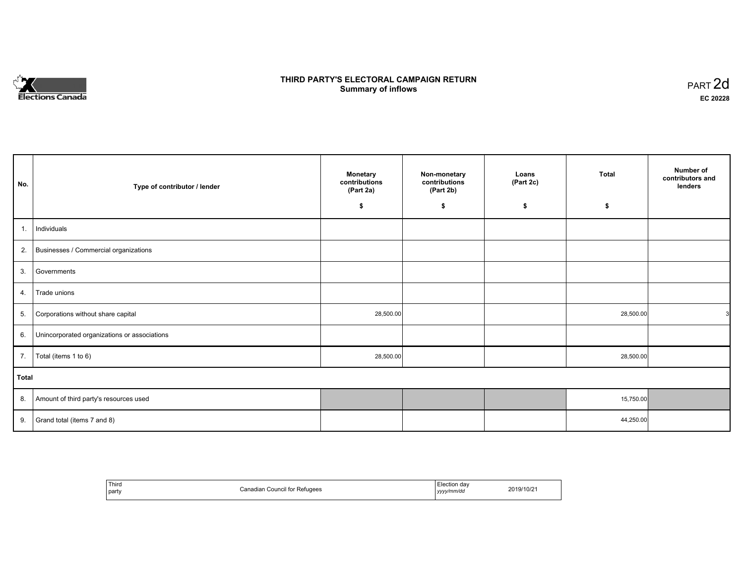# THIRD PARTY'S ELECTORAL CAMPAIGN RETURN
## Summary of inflows

PART 2d

**EC 20228**

| No. | Type of contributor / lender | Monetary contributions (Part 2a) $ | Non-monetary contributions (Part 2b) $ | Loans (Part 2c) $ | Total $ | Number of contributors and lenders |
|---|---|---|---|---|---|---|
| 1. | Individuals | | | | | |
| 2. | Businesses / Commercial organizations | | | | | |
| 3. | Governments | | | | | |
| 4. | Trade unions | | | | | |
| 5. | Corporations without share capital | 28,500.00 | | | 28,500.00 | 3 |
| 6. | Unincorporated organizations or associations | | | | | |
| 7. | Total (items 1 to 6) | 28,500.00 | | | 28,500.00 | |
| **Total** | | | | | | |
| 8. | Amount of third party's resources used | | | | 15,750.00 | |
| 9. | Grand total (items 7 and 8) | | | | 44,250.00 | |

| Third party | Canadian Council for Refugees | Election day *yyyy/mm/dd* | 2019/10/21 |
|---|---|---|---|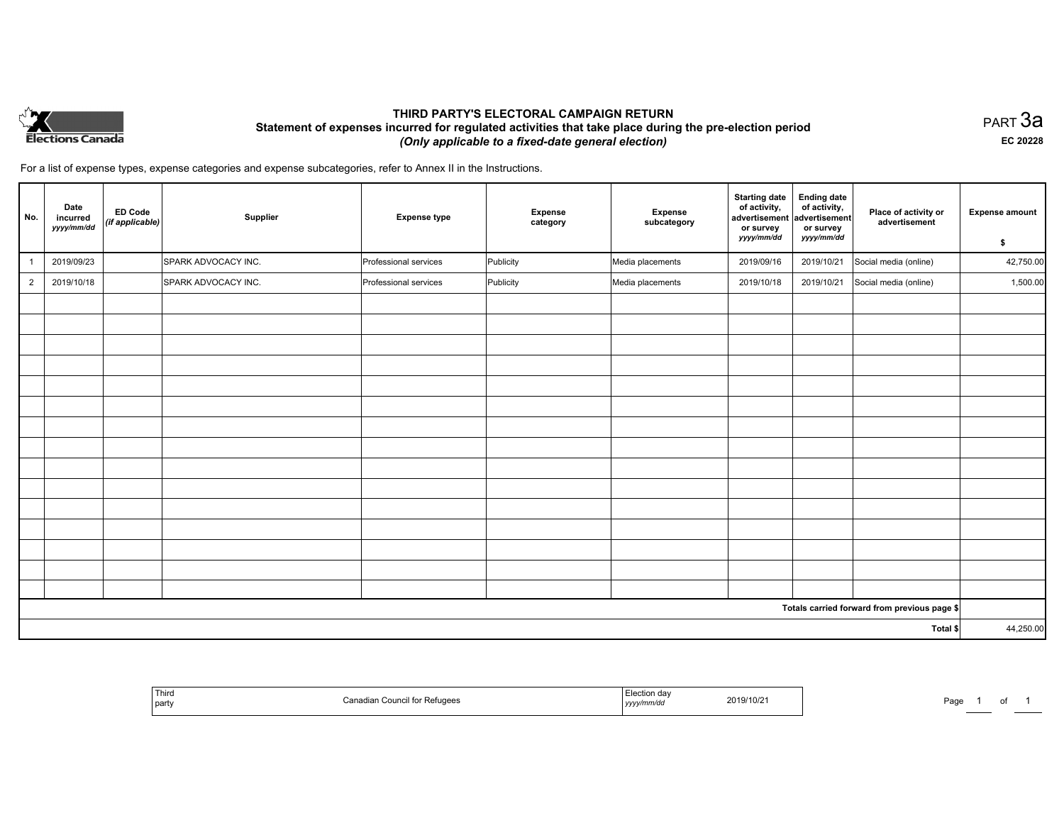Elections Canada

# THIRD PARTY'S ELECTORAL CAMPAIGN RETURN

## Statement of expenses incurred for regulated activities that take place during the pre-election period

*(Only applicable to a fixed-date general election)*

PART 3a

EC 20228

For a list of expense types, expense categories and expense subcategories, refer to Annex II in the Instructions.

| No. | Date incurred *yyyy/mm/dd* | ED Code *(if applicable)* | Supplier | Expense type | Expense category | Expense subcategory | Starting date of activity, advertisement or survey *yyyy/mm/dd* | Ending date of activity, advertisement or survey *yyyy/mm/dd* | Place of activity or advertisement | Expense amount $ |
|---|---|---|---|---|---|---|---|---|---|---|
| 1 | 2019/09/23 | | SPARK ADVOCACY INC. | Professional services | Publicity | Media placements | 2019/09/16 | 2019/10/21 | Social media (online) | 42,750.00 |
| 2 | 2019/10/18 | | SPARK ADVOCACY INC. | Professional services | Publicity | Media placements | 2019/10/18 | 2019/10/21 | Social media (online) | 1,500.00 |
| | | | | | | | | | | |
| | | | | | | | | | | |
| | | | | | | | | | | |
| | | | | | | | | | | |
| | | | | | | | | | | |
| | | | | | | | | | | |
| | | | | | | | | | | |
| | | | | | | | | | | |
| | | | | | | | | | | |
| | | | | | | | | | | |
| | | | | | | | | | | |
| | | | | | | | | | | |
| | | | | | | | | | | |
| | | | | | | | | | | |
| | | | | | | | | | | |
| | | | | | | | | | Totals carried forward from previous page $ | |
| | | | | | | | | | Total $ | 44,250.00 |

| Third party | Canadian Council for Refugees | Election day *yyyy/mm/dd* | 2019/10/21 |
|---|---|---|---|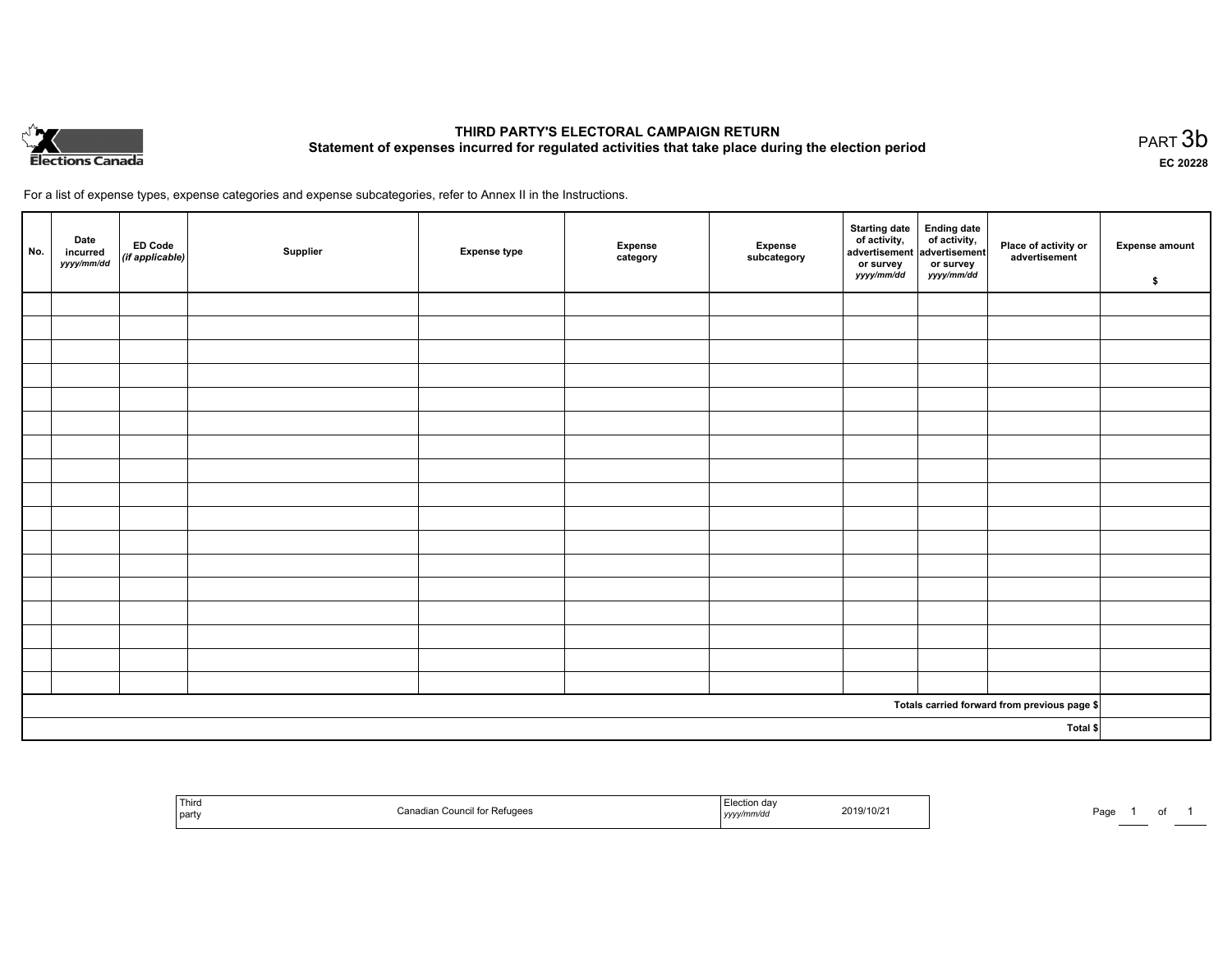Elections Canada

# THIRD PARTY'S ELECTORAL CAMPAIGN RETURN

## Statement of expenses incurred for regulated activities that take place during the election period

PART 3b

EC 20228

For a list of expense types, expense categories and expense subcategories, refer to Annex II in the Instructions.

| No. | Date incurred *yyyy/mm/dd* | ED Code *(if applicable)* | Supplier | Expense type | Expense category | Expense subcategory | Starting date of activity, advertisement or survey *yyyy/mm/dd* | Ending date of activity, advertisement or survey *yyyy/mm/dd* | Place of activity or advertisement | Expense amount $ |
|---|---|---|---|---|---|---|---|---|---|---|
| | | | | | | | | | | |
| | | | | | | | | | | |
| | | | | | | | | | | |
| | | | | | | | | | | |
| | | | | | | | | | | |
| | | | | | | | | | | |
| | | | | | | | | | | |
| | | | | | | | | | | |
| | | | | | | | | | | |
| | | | | | | | | | | |
| | | | | | | | | | | |
| | | | | | | | | | | |
| | | | | | | | | | | |
| | | | | | | | | | | |
| | | | | | | | | | | |
| | | | | | | | | | | |
| | | | | | | | | | | |
| | | | | | | | | | Totals carried forward from previous page $ | |
| | | | | | | | | | Total $ | |

| Third party | Canadian Council for Refugees | Election day *yyyy/mm/dd* | 2019/10/21 |
|---|---|---|---|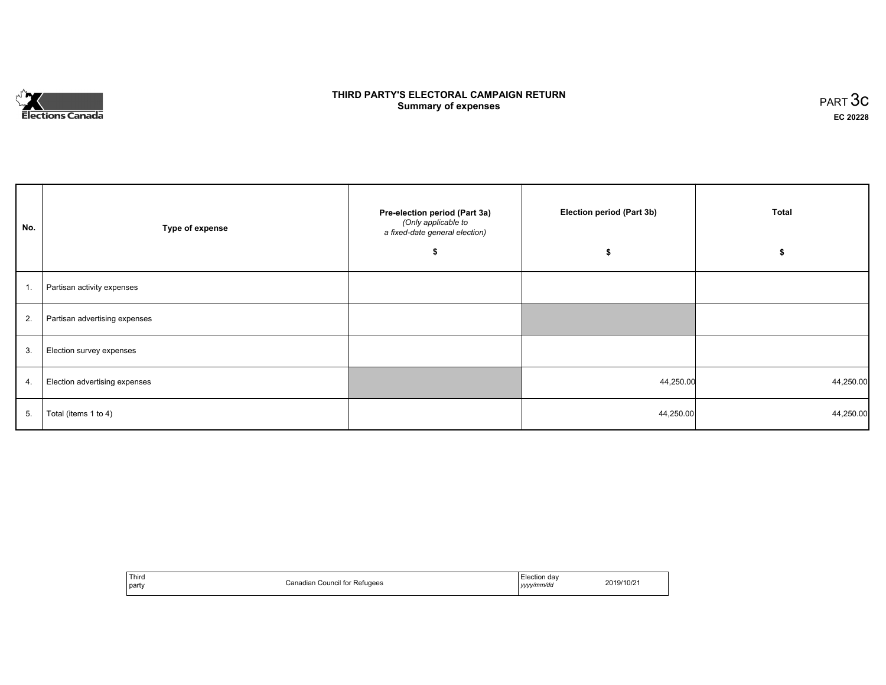# THIRD PARTY'S ELECTORAL CAMPAIGN RETURN
## Summary of expenses

PART 3c
**EC 20228**

| No. | Type of expense | Pre-election period (Part 3a) *(Only applicable to a fixed-date general election)* $ | Election period (Part 3b) $ | Total $ |
|---|---|---|---|---|
| 1. | Partisan activity expenses | | | |
| 2. | Partisan advertising expenses | | | |
| 3. | Election survey expenses | | | |
| 4. | Election advertising expenses | | 44,250.00 | 44,250.00 |
| 5. | Total (items 1 to 4) | | 44,250.00 | 44,250.00 |

| Third party | Canadian Council for Refugees | Election day *yyyy/mm/dd* | 2019/10/21 |
|---|---|---|---|